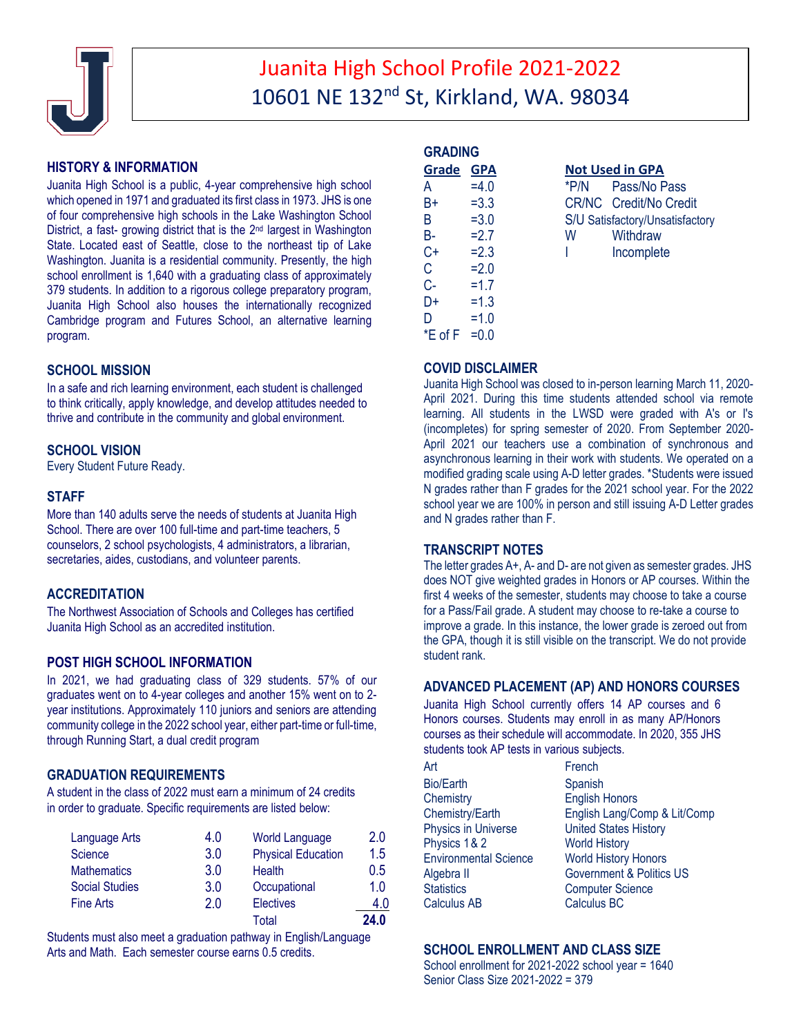# Juanita High School Profile 2021-2022
## 10601 NE 132nd St, Kirkland, WA. 98034

## HISTORY & INFORMATION

Juanita High School is a public, 4-year comprehensive high school which opened in 1971 and graduated its first class in 1973. JHS is one of four comprehensive high schools in the Lake Washington School District, a fast- growing district that is the 2nd largest in Washington State. Located east of Seattle, close to the northeast tip of Lake Washington. Juanita is a residential community. Presently, the high school enrollment is 1,640 with a graduating class of approximately 379 students. In addition to a rigorous college preparatory program, Juanita High School also houses the internationally recognized Cambridge program and Futures School, an alternative learning program.

## SCHOOL MISSION

In a safe and rich learning environment, each student is challenged to think critically, apply knowledge, and develop attitudes needed to thrive and contribute in the community and global environment.

## SCHOOL VISION

Every Student Future Ready.

## STAFF

More than 140 adults serve the needs of students at Juanita High School. There are over 100 full-time and part-time teachers, 5 counselors, 2 school psychologists, 4 administrators, a librarian, secretaries, aides, custodians, and volunteer parents.

## ACCREDITATION

The Northwest Association of Schools and Colleges has certified Juanita High School as an accredited institution.

## POST HIGH SCHOOL INFORMATION

In 2021, we had graduating class of 329 students. 57% of our graduates went on to 4-year colleges and another 15% went on to 2-year institutions. Approximately 110 juniors and seniors are attending community college in the 2022 school year, either part-time or full-time, through Running Start, a dual credit program

## GRADUATION REQUIREMENTS

A student in the class of 2022 must earn a minimum of 24 credits in order to graduate. Specific requirements are listed below:

| Subject | Credits | Subject | Credits |
|---|---|---|---|
| Language Arts | 4.0 | World Language | 2.0 |
| Science | 3.0 | Physical Education | 1.5 |
| Mathematics | 3.0 | Health | 0.5 |
| Social Studies | 3.0 | Occupational | 1.0 |
| Fine Arts | 2.0 | Electives | 4.0 |
| | | **Total** | **24.0** |

Students must also meet a graduation pathway in English/Language Arts and Math. Each semester course earns 0.5 credits.

## GRADING

| Grade | GPA |
|---|---|
| A | =4.0 |
| B+ | =3.3 |
| B | =3.0 |
| B- | =2.7 |
| C+ | =2.3 |
| C | =2.0 |
| C- | =1.7 |
| D+ | =1.3 |
| D | =1.0 |
| *E of F | =0.0 |

**Not Used in GPA**

| | |
|---|---|
| *P/N | Pass/No Pass |
| CR/NC | Credit/No Credit |
| S/U | Satisfactory/Unsatisfactory |
| W | Withdraw |
| I | Incomplete |

## COVID DISCLAIMER

Juanita High School was closed to in-person learning March 11, 2020-April 2021. During this time students attended school via remote learning. All students in the LWSD were graded with A's or I's (incompletes) for spring semester of 2020. From September 2020-April 2021 our teachers use a combination of synchronous and asynchronous learning in their work with students. We operated on a modified grading scale using A-D letter grades. *Students were issued N grades rather than F grades for the 2021 school year. For the 2022 school year we are 100% in person and still issuing A-D Letter grades and N grades rather than F.

## TRANSCRIPT NOTES

The letter grades A+, A- and D- are not given as semester grades. JHS does NOT give weighted grades in Honors or AP courses. Within the first 4 weeks of the semester, students may choose to take a course for a Pass/Fail grade. A student may choose to re-take a course to improve a grade. In this instance, the lower grade is zeroed out from the GPA, though it is still visible on the transcript. We do not provide student rank.

## ADVANCED PLACEMENT (AP) AND HONORS COURSES

Juanita High School currently offers 14 AP courses and 6 Honors courses. Students may enroll in as many AP/Honors courses as their schedule will accommodate. In 2020, 355 JHS students took AP tests in various subjects.

| | |
|---|---|
| Art | French |
| Bio/Earth | Spanish |
| Chemistry | English Honors |
| Chemistry/Earth | English Lang/Comp & Lit/Comp |
| Physics in Universe | United States History |
| Physics 1 & 2 | World History |
| Environmental Science | World History Honors |
| Algebra II | Government & Politics US |
| Statistics | Computer Science |
| Calculus AB | Calculus BC |

## SCHOOL ENROLLMENT AND CLASS SIZE

School enrollment for 2021-2022 school year = 1640
Senior Class Size 2021-2022 = 379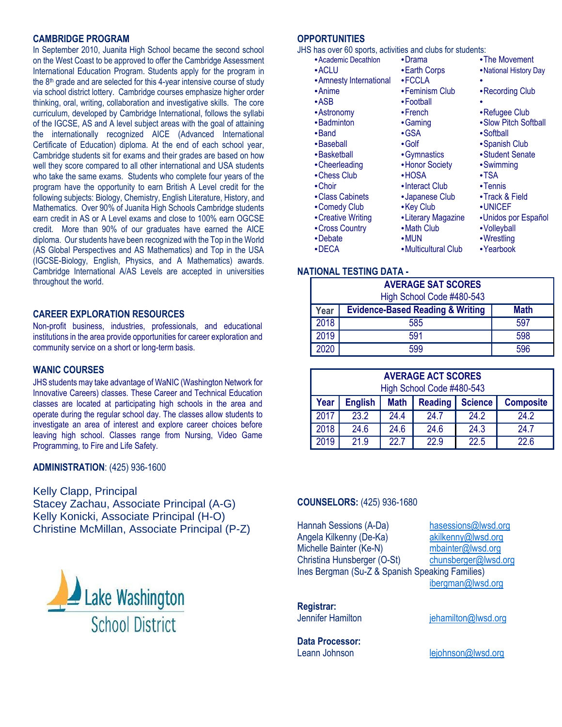## CAMBRIDGE PROGRAM

In September 2010, Juanita High School became the second school on the West Coast to be approved to offer the Cambridge Assessment International Education Program. Students apply for the program in the 8th grade and are selected for this 4-year intensive course of study via school district lottery. Cambridge courses emphasize higher order thinking, oral, writing, collaboration and investigative skills. The core curriculum, developed by Cambridge International, follows the syllabi of the IGCSE, AS and A level subject areas with the goal of attaining the internationally recognized AICE (Advanced International Certificate of Education) diploma. At the end of each school year, Cambridge students sit for exams and their grades are based on how well they score compared to all other international and USA students who take the same exams. Students who complete four years of the program have the opportunity to earn British A Level credit for the following subjects: Biology, Chemistry, English Literature, History, and Mathematics. Over 90% of Juanita High Schools Cambridge students earn credit in AS or A Level exams and close to 100% earn OGCSE credit. More than 90% of our graduates have earned the AICE diploma. Our students have been recognized with the Top in the World (AS Global Perspectives and AS Mathematics) and Top in the USA (IGCSE-Biology, English, Physics, and A Mathematics) awards. Cambridge International A/AS Levels are accepted in universities throughout the world.

## CAREER EXPLORATION RESOURCES

Non-profit business, industries, professionals, and educational institutions in the area provide opportunities for career exploration and community service on a short or long-term basis.

## WANIC COURSES

JHS students may take advantage of WaNIC (Washington Network for Innovative Careers) classes. These Career and Technical Education classes are located at participating high schools in the area and operate during the regular school day. The classes allow students to investigate an area of interest and explore career choices before leaving high school. Classes range from Nursing, Video Game Programming, to Fire and Life Safety.

**ADMINISTRATION**: (425) 936-1600

Kelly Clapp, Principal
Stacey Zachau, Associate Principal (A-G)
Kelly Konicki, Associate Principal (H-O)
Christine McMillan, Associate Principal (P-Z)

Lake Washington School District

## OPPORTUNITIES

JHS has over 60 sports, activities and clubs for students:

- Academic Decathlon
- ACLU
- Amnesty International
- Anime
- ASB
- Astronomy
- Badminton
- Band
- Baseball
- Basketball
- Cheerleading
- Chess Club
- Choir
- Class Cabinets
- Comedy Club
- Creative Writing
- Cross Country
- Debate
- DECA
- Drama
- Earth Corps
- FCCLA
- Feminism Club
- Football
- French
- Gaming
- GSA
- Golf
- Gymnastics
- Honor Society
- HOSA
- Interact Club
- Japanese Club
- Key Club
- Literary Magazine
- Math Club
- MUN
- Multicultural Club
- The Movement
- National History Day
- 
- Recording Club
- 
- Refugee Club
- Slow Pitch Softball
- Softball
- Spanish Club
- Student Senate
- Swimming
- TSA
- Tennis
- Track & Field
- UNICEF
- Unidos por Español
- Volleyball
- Wrestling
- Yearbook

## NATIONAL TESTING DATA -

| AVERAGE SAT SCORES High School Code #480-543 | | |
|---|---|---|
| Year | Evidence-Based Reading & Writing | Math |
| 2018 | 585 | 597 |
| 2019 | 591 | 598 |
| 2020 | 599 | 596 |

| AVERAGE ACT SCORES High School Code #480-543 | | | | | |
|---|---|---|---|---|---|
| Year | English | Math | Reading | Science | Composite |
| 2017 | 23.2 | 24.4 | 24.7 | 24.2 | 24.2 |
| 2018 | 24.6 | 24.6 | 24.6 | 24.3 | 24.7 |
| 2019 | 21.9 | 22.7 | 22.9 | 22.5 | 22.6 |

**COUNSELORS:** (425) 936-1680

Hannah Sessions (A-Da) hasessions@lwsd.org
Angela Kilkenny (De-Ka) akilkenny@lwsd.org
Michelle Bainter (Ke-N) mbainter@lwsd.org
Christina Hunsberger (O-St) chunsberger@lwsd.org
Ines Bergman (Su-Z & Spanish Speaking Families) ibergman@lwsd.org

**Registrar:**
Jennifer Hamilton jehamilton@lwsd.org

**Data Processor:**
Leann Johnson lejohnson@lwsd.org